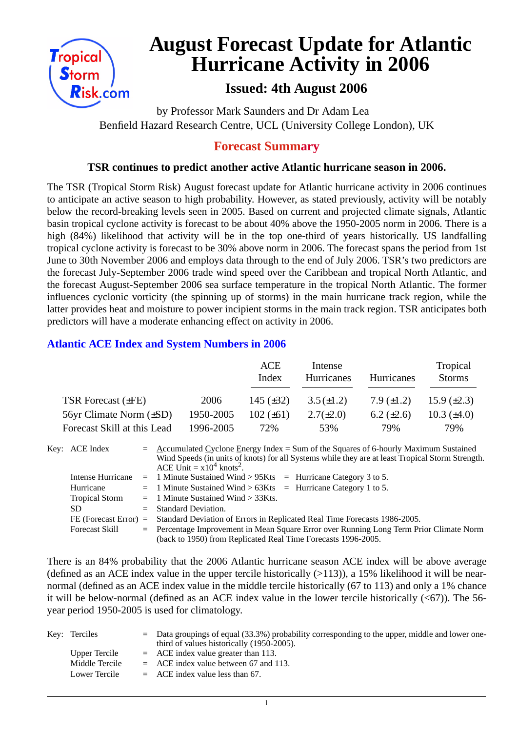# August Forecast Update for Atlantic Hurricane Activity in 2006

### Issued: 4th August 2006

by Professor Mark Saunders and Dr Adam Lea
Benfield Hazard Research Centre, UCL (University College London), UK

## Forecast Summary

**TSR continues to predict another active Atlantic hurricane season in 2006.**

The TSR (Tropical Storm Risk) August forecast update for Atlantic hurricane activity in 2006 continues to anticipate an active season to high probability. However, as stated previously, activity will be notably below the record-breaking levels seen in 2005. Based on current and projected climate signals, Atlantic basin tropical cyclone activity is forecast to be about 40% above the 1950-2005 norm in 2006. There is a high (84%) likelihood that activity will be in the top one-third of years historically. US landfalling tropical cyclone activity is forecast to be 30% above norm in 2006. The forecast spans the period from 1st June to 30th November 2006 and employs data through to the end of July 2006. TSR's two predictors are the forecast July-September 2006 trade wind speed over the Caribbean and tropical North Atlantic, and the forecast August-September 2006 sea surface temperature in the tropical North Atlantic. The former influences cyclonic vorticity (the spinning up of storms) in the main hurricane track region, while the latter provides heat and moisture to power incipient storms in the main track region. TSR anticipates both predictors will have a moderate enhancing effect on activity in 2006.

## Atlantic ACE Index and System Numbers in 2006

| | | ACE Index | Intense Hurricanes | Hurricanes | Tropical Storms |
|---|---|---|---|---|---|
| TSR Forecast (±FE) | 2006 | 145 (±32) | 3.5 (±1.2) | 7.9 (±1.2) | 15.9 (±2.3) |
| 56yr Climate Norm (±SD) | 1950-2005 | 102 (±61) | 2.7 (±2.0) | 6.2 (±2.6) | 10.3 (±4.0) |
| Forecast Skill at this Lead | 1996-2005 | 72% | 53% | 79% | 79% |

Key:
- ACE Index = Accumulated Cyclone Energy Index = Sum of the Squares of 6-hourly Maximum Sustained Wind Speeds (in units of knots) for all Systems while they are at least Tropical Storm Strength. ACE Unit = $x10^4$ knots$^2$.
- Intense Hurricane = 1 Minute Sustained Wind > 95Kts = Hurricane Category 3 to 5.
- Hurricane = 1 Minute Sustained Wind > 63Kts = Hurricane Category 1 to 5.
- Tropical Storm = 1 Minute Sustained Wind > 33Kts.
- SD = Standard Deviation.
- FE (Forecast Error) = Standard Deviation of Errors in Replicated Real Time Forecasts 1986-2005.
- Forecast Skill = Percentage Improvement in Mean Square Error over Running Long Term Prior Climate Norm (back to 1950) from Replicated Real Time Forecasts 1996-2005.

There is an 84% probability that the 2006 Atlantic hurricane season ACE index will be above average (defined as an ACE index value in the upper tercile historically (>113)), a 15% likelihood it will be near-normal (defined as an ACE index value in the middle tercile historically (67 to 113) and only a 1% chance it will be below-normal (defined as an ACE index value in the lower tercile historically (<67)). The 56-year period 1950-2005 is used for climatology.

Key:
- Terciles = Data groupings of equal (33.3%) probability corresponding to the upper, middle and lower one-third of values historically (1950-2005).
- Upper Tercile = ACE index value greater than 113.
- Middle Tercile = ACE index value between 67 and 113.
- Lower Tercile = ACE index value less than 67.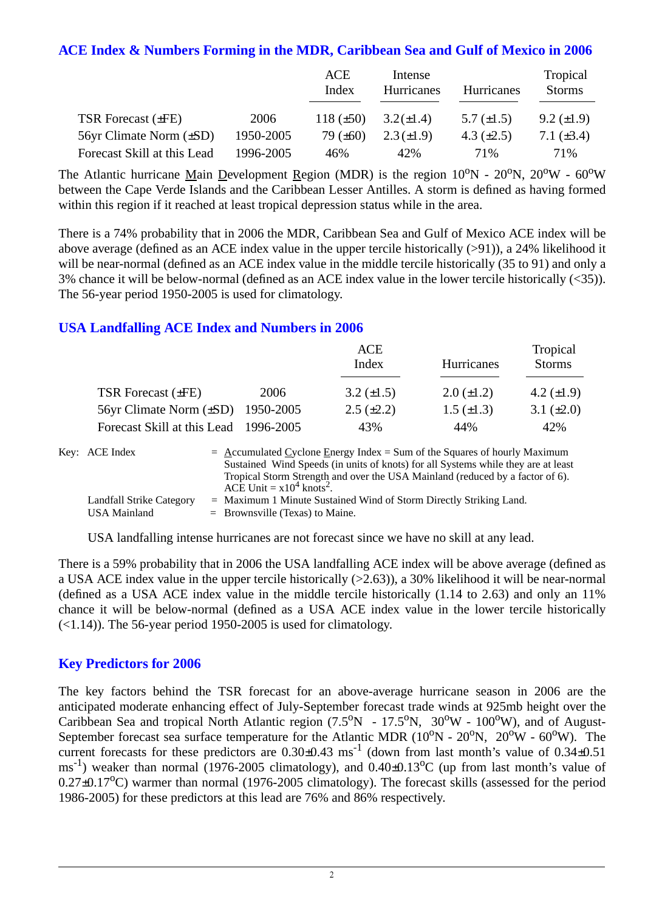## ACE Index & Numbers Forming in the MDR, Caribbean Sea and Gulf of Mexico in 2006

| | | ACE Index | Intense Hurricanes | Hurricanes | Tropical Storms |
|---|---|---|---|---|---|
| TSR Forecast (±FE) | 2006 | 118 (±50) | 3.2 (±1.4) | 5.7 (±1.5) | 9.2 (±1.9) |
| 56yr Climate Norm (±SD) | 1950-2005 | 79 (±60) | 2.3 (±1.9) | 4.3 (±2.5) | 7.1 (±3.4) |
| Forecast Skill at this Lead | 1996-2005 | 46% | 42% | 71% | 71% |

The Atlantic hurricane Main Development Region (MDR) is the region 10$^o$N - 20$^o$N, 20$^o$W - 60$^o$W between the Cape Verde Islands and the Caribbean Lesser Antilles. A storm is defined as having formed within this region if it reached at least tropical depression status while in the area.

There is a 74% probability that in 2006 the MDR, Caribbean Sea and Gulf of Mexico ACE index will be above average (defined as an ACE index value in the upper tercile historically (>91)), a 24% likelihood it will be near-normal (defined as an ACE index value in the middle tercile historically (35 to 91) and only a 3% chance it will be below-normal (defined as an ACE index value in the lower tercile historically (<35)). The 56-year period 1950-2005 is used for climatology.

## USA Landfalling ACE Index and Numbers in 2006

| | | ACE Index | Hurricanes | Tropical Storms |
|---|---|---|---|---|
| TSR Forecast (±FE) | 2006 | 3.2 (±1.5) | 2.0 (±1.2) | 4.2 (±1.9) |
| 56yr Climate Norm (±SD) | 1950-2005 | 2.5 (±2.2) | 1.5 (±1.3) | 3.1 (±2.0) |
| Forecast Skill at this Lead | 1996-2005 | 43% | 44% | 42% |

Key: ACE Index = Accumulated Cyclone Energy Index = Sum of the Squares of hourly Maximum Sustained Wind Speeds (in units of knots) for all Systems while they are at least Tropical Storm Strength and over the USA Mainland (reduced by a factor of 6). ACE Unit = x10$^4$ knots$^2$.

Landfall Strike Category = Maximum 1 Minute Sustained Wind of Storm Directly Striking Land.

USA Mainland = Brownsville (Texas) to Maine.

USA landfalling intense hurricanes are not forecast since we have no skill at any lead.

There is a 59% probability that in 2006 the USA landfalling ACE index will be above average (defined as a USA ACE index value in the upper tercile historically (>2.63)), a 30% likelihood it will be near-normal (defined as a USA ACE index value in the middle tercile historically (1.14 to 2.63) and only an 11% chance it will be below-normal (defined as a USA ACE index value in the lower tercile historically (<1.14)). The 56-year period 1950-2005 is used for climatology.

## Key Predictors for 2006

The key factors behind the TSR forecast for an above-average hurricane season in 2006 are the anticipated moderate enhancing effect of July-September forecast trade winds at 925mb height over the Caribbean Sea and tropical North Atlantic region (7.5$^o$N - 17.5$^o$N, 30$^o$W - 100$^o$W), and of August-September forecast sea surface temperature for the Atlantic MDR (10$^o$N - 20$^o$N, 20$^o$W - 60$^o$W). The current forecasts for these predictors are 0.30±0.43 ms$^{-1}$ (down from last month's value of 0.34±0.51 ms$^{-1}$) weaker than normal (1976-2005 climatology), and 0.40±0.13$^o$C (up from last month's value of 0.27±0.17$^o$C) warmer than normal (1976-2005 climatology). The forecast skills (assessed for the period 1986-2005) for these predictors at this lead are 76% and 86% respectively.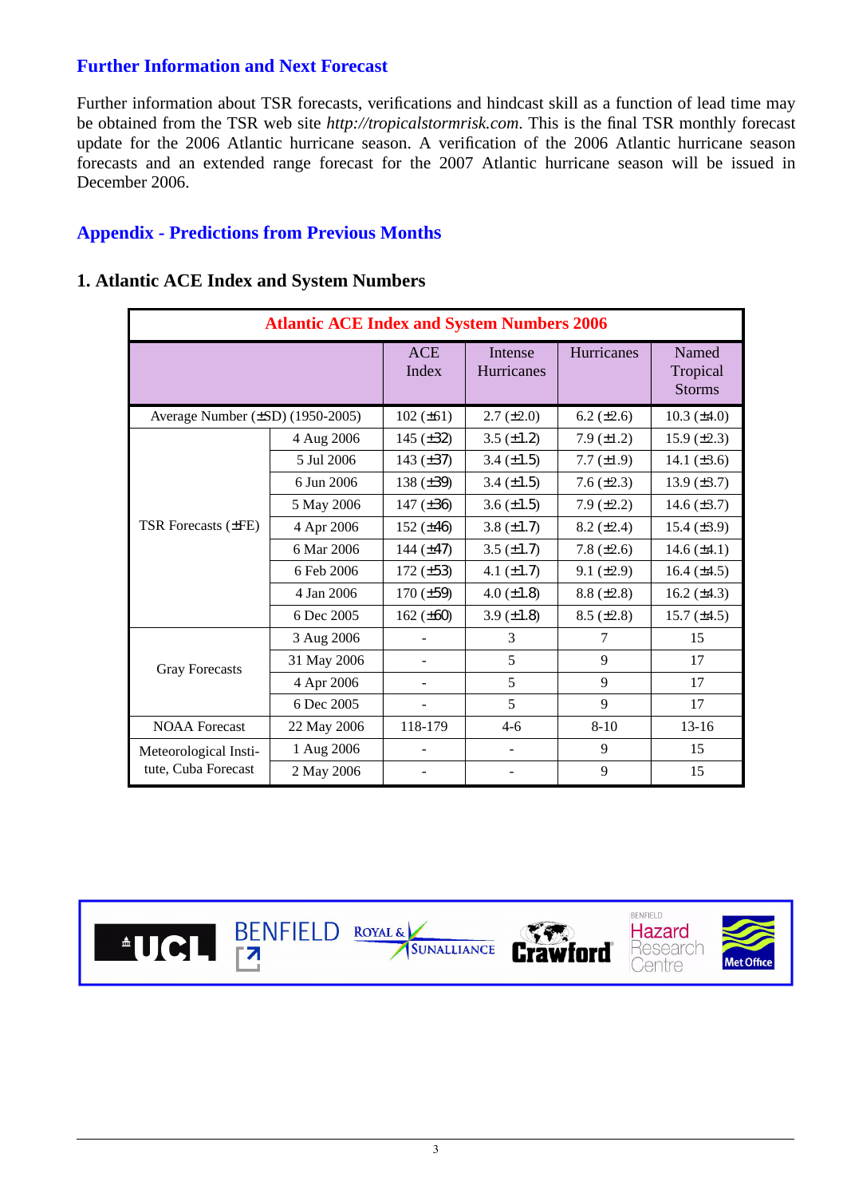## Further Information and Next Forecast

Further information about TSR forecasts, verifications and hindcast skill as a function of lead time may be obtained from the TSR web site *http://tropicalstormrisk.com*. This is the final TSR monthly forecast update for the 2006 Atlantic hurricane season. A verification of the 2006 Atlantic hurricane season forecasts and an extended range forecast for the 2007 Atlantic hurricane season will be issued in December 2006.

## Appendix - Predictions from Previous Months

### 1. Atlantic ACE Index and System Numbers

| Atlantic ACE Index and System Numbers 2006 | | | | | |
|---|---|---|---|---|---|
| | | ACE Index | Intense Hurricanes | Hurricanes | Named Tropical Storms |
| Average Number (±SD) (1950-2005) | | 102 (±61) | 2.7 (±2.0) | 6.2 (±2.6) | 10.3 (±4.0) |
| TSR Forecasts (±FE) | 4 Aug 2006 | 145 (±32) | 3.5 (±1.2) | 7.9 (±1.2) | 15.9 (±2.3) |
| | 5 Jul 2006 | 143 (±37) | 3.4 (±1.5) | 7.7 (±1.9) | 14.1 (±3.6) |
| | 6 Jun 2006 | 138 (±39) | 3.4 (±1.5) | 7.6 (±2.3) | 13.9 (±3.7) |
| | 5 May 2006 | 147 (±36) | 3.6 (±1.5) | 7.9 (±2.2) | 14.6 (±3.7) |
| | 4 Apr 2006 | 152 (±46) | 3.8 (±1.7) | 8.2 (±2.4) | 15.4 (±3.9) |
| | 6 Mar 2006 | 144 (±47) | 3.5 (±1.7) | 7.8 (±2.6) | 14.6 (±4.1) |
| | 6 Feb 2006 | 172 (±53) | 4.1 (±1.7) | 9.1 (±2.9) | 16.4 (±4.5) |
| | 4 Jan 2006 | 170 (±59) | 4.0 (±1.8) | 8.8 (±2.8) | 16.2 (±4.3) |
| | 6 Dec 2005 | 162 (±60) | 3.9 (±1.8) | 8.5 (±2.8) | 15.7 (±4.5) |
| Gray Forecasts | 3 Aug 2006 | - | 3 | 7 | 15 |
| | 31 May 2006 | - | 5 | 9 | 17 |
| | 4 Apr 2006 | - | 5 | 9 | 17 |
| | 6 Dec 2005 | - | 5 | 9 | 17 |
| NOAA Forecast | 22 May 2006 | 118-179 | 4-6 | 8-10 | 13-16 |
| Meteorological Institute, Cuba Forecast | 1 Aug 2006 | - | - | 9 | 15 |
| | 2 May 2006 | - | - | 9 | 15 |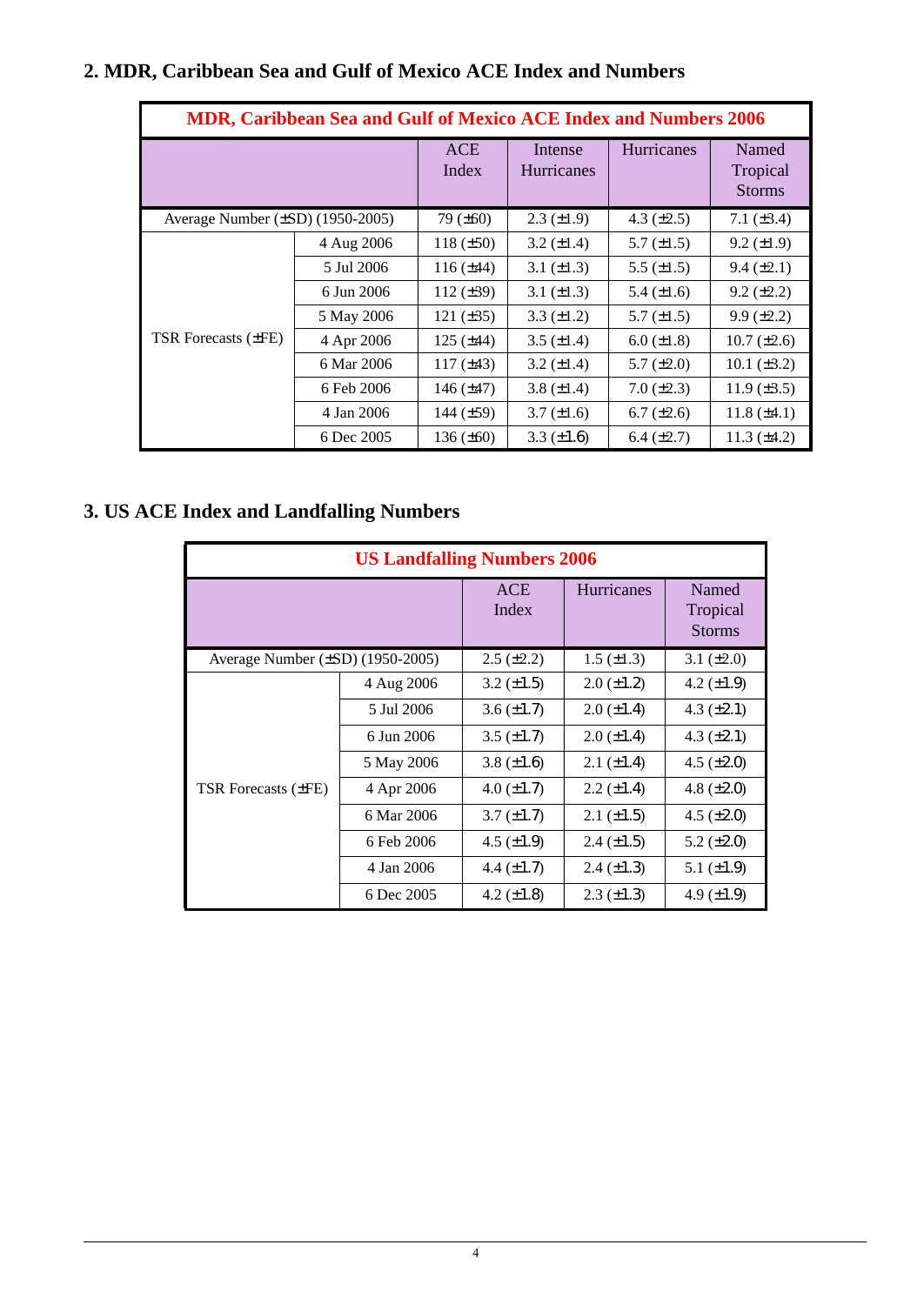## 2. MDR, Caribbean Sea and Gulf of Mexico ACE Index and Numbers

| MDR, Caribbean Sea and Gulf of Mexico ACE Index and Numbers 2006 | | | | | |
|---|---|---|---|---|---|
| | | ACE Index | Intense Hurricanes | Hurricanes | Named Tropical Storms |
| Average Number (±SD) (1950-2005) | | 79 (±60) | 2.3 (±1.9) | 4.3 (±2.5) | 7.1 (±3.4) |
| TSR Forecasts (±FE) | 4 Aug 2006 | 118 (±50) | 3.2 (±1.4) | 5.7 (±1.5) | 9.2 (±1.9) |
| | 5 Jul 2006 | 116 (±44) | 3.1 (±1.3) | 5.5 (±1.5) | 9.4 (±2.1) |
| | 6 Jun 2006 | 112 (±39) | 3.1 (±1.3) | 5.4 (±1.6) | 9.2 (±2.2) |
| | 5 May 2006 | 121 (±35) | 3.3 (±1.2) | 5.7 (±1.5) | 9.9 (±2.2) |
| | 4 Apr 2006 | 125 (±44) | 3.5 (±1.4) | 6.0 (±1.8) | 10.7 (±2.6) |
| | 6 Mar 2006 | 117 (±43) | 3.2 (±1.4) | 5.7 (±2.0) | 10.1 (±3.2) |
| | 6 Feb 2006 | 146 (±47) | 3.8 (±1.4) | 7.0 (±2.3) | 11.9 (±3.5) |
| | 4 Jan 2006 | 144 (±59) | 3.7 (±1.6) | 6.7 (±2.6) | 11.8 (±4.1) |
| | 6 Dec 2005 | 136 (±60) | 3.3 (±1.6) | 6.4 (±2.7) | 11.3 (±4.2) |

## 3. US ACE Index and Landfalling Numbers

| US Landfalling Numbers 2006 | | | | |
|---|---|---|---|---|
| | | ACE Index | Hurricanes | Named Tropical Storms |
| Average Number (±SD) (1950-2005) | | 2.5 (±2.2) | 1.5 (±1.3) | 3.1 (±2.0) |
| TSR Forecasts (±FE) | 4 Aug 2006 | 3.2 (±1.5) | 2.0 (±1.2) | 4.2 (±1.9) |
| | 5 Jul 2006 | 3.6 (±1.7) | 2.0 (±1.4) | 4.3 (±2.1) |
| | 6 Jun 2006 | 3.5 (±1.7) | 2.0 (±1.4) | 4.3 (±2.1) |
| | 5 May 2006 | 3.8 (±1.6) | 2.1 (±1.4) | 4.5 (±2.0) |
| | 4 Apr 2006 | 4.0 (±1.7) | 2.2 (±1.4) | 4.8 (±2.0) |
| | 6 Mar 2006 | 3.7 (±1.7) | 2.1 (±1.5) | 4.5 (±2.0) |
| | 6 Feb 2006 | 4.5 (±1.9) | 2.4 (±1.5) | 5.2 (±2.0) |
| | 4 Jan 2006 | 4.4 (±1.7) | 2.4 (±1.3) | 5.1 (±1.9) |
| | 6 Dec 2005 | 4.2 (±1.8) | 2.3 (±1.3) | 4.9 (±1.9) |